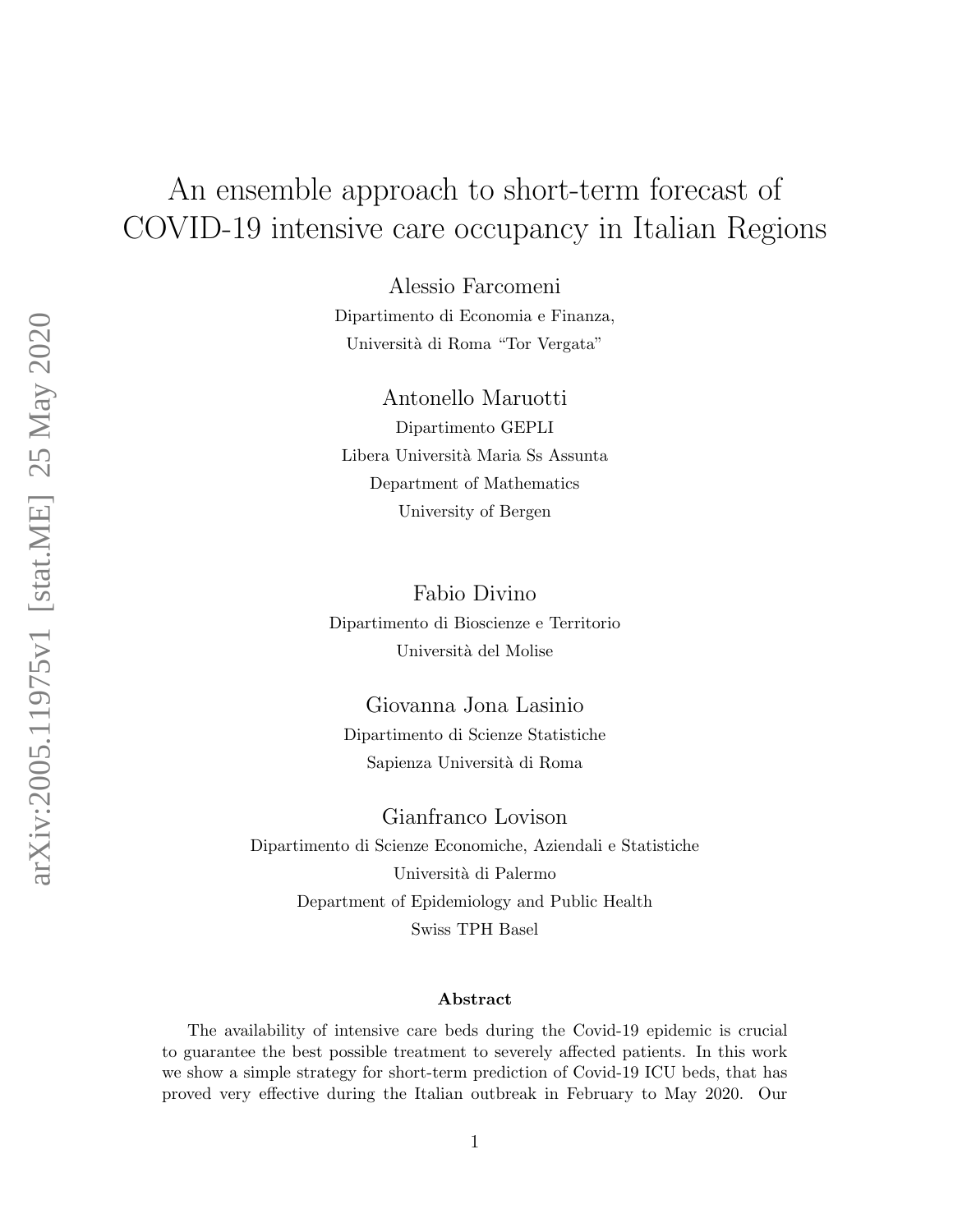# An ensemble approach to short-term forecast of COVID-19 intensive care occupancy in Italian Regions

Alessio Farcomeni
Dipartimento di Economia e Finanza,
Università di Roma "Tor Vergata"

Antonello Maruotti
Dipartimento GEPLI
Libera Università Maria Ss Assunta
Department of Mathematics
University of Bergen

Fabio Divino
Dipartimento di Bioscienze e Territorio
Università del Molise

Giovanna Jona Lasinio
Dipartimento di Scienze Statistiche
Sapienza Università di Roma

Gianfranco Lovison
Dipartimento di Scienze Economiche, Aziendali e Statistiche
Università di Palermo
Department of Epidemiology and Public Health
Swiss TPH Basel

### Abstract

The availability of intensive care beds during the Covid-19 epidemic is crucial to guarantee the best possible treatment to severely affected patients. In this work we show a simple strategy for short-term prediction of Covid-19 ICU beds, that has proved very effective during the Italian outbreak in February to May 2020. Our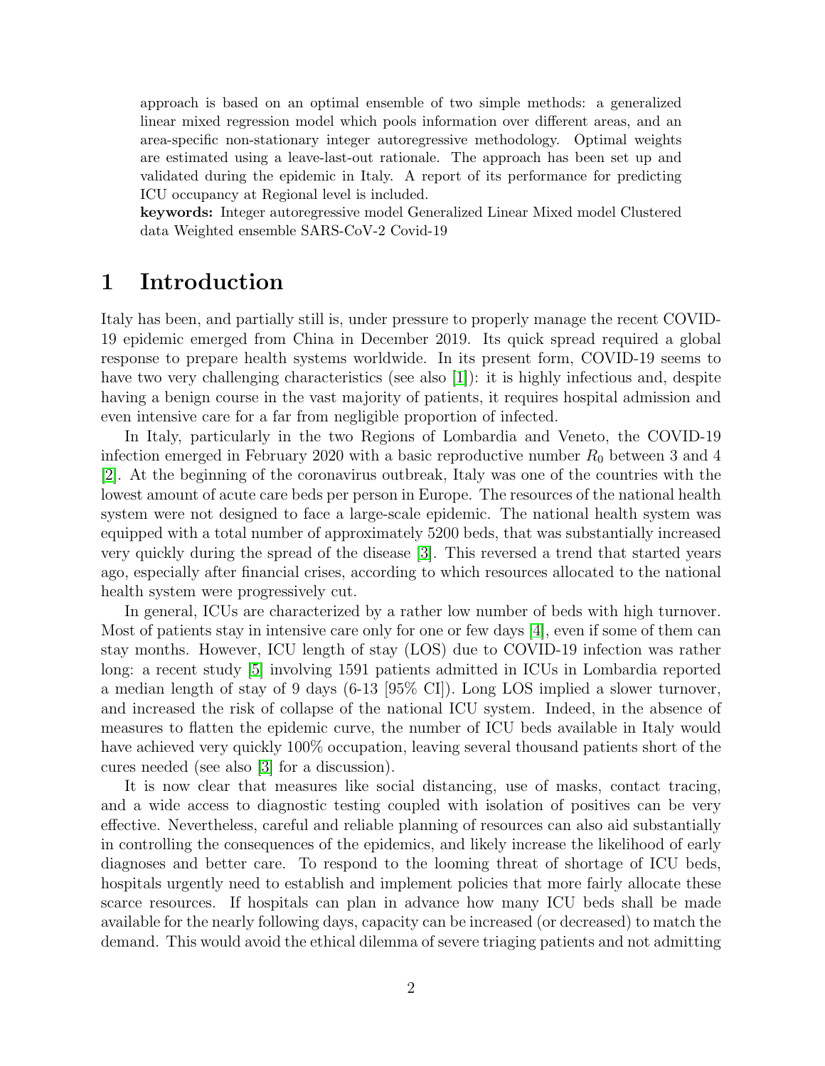approach is based on an optimal ensemble of two simple methods: a generalized linear mixed regression model which pools information over different areas, and an area-specific non-stationary integer autoregressive methodology. Optimal weights are estimated using a leave-last-out rationale. The approach has been set up and validated during the epidemic in Italy. A report of its performance for predicting ICU occupancy at Regional level is included.

**keywords:** Integer autoregressive model Generalized Linear Mixed model Clustered data Weighted ensemble SARS-CoV-2 Covid-19

# 1 Introduction

Italy has been, and partially still is, under pressure to properly manage the recent COVID-19 epidemic emerged from China in December 2019. Its quick spread required a global response to prepare health systems worldwide. In its present form, COVID-19 seems to have two very challenging characteristics (see also [1]): it is highly infectious and, despite having a benign course in the vast majority of patients, it requires hospital admission and even intensive care for a far from negligible proportion of infected.

In Italy, particularly in the two Regions of Lombardia and Veneto, the COVID-19 infection emerged in February 2020 with a basic reproductive number $R_0$ between 3 and 4 [2]. At the beginning of the coronavirus outbreak, Italy was one of the countries with the lowest amount of acute care beds per person in Europe. The resources of the national health system were not designed to face a large-scale epidemic. The national health system was equipped with a total number of approximately 5200 beds, that was substantially increased very quickly during the spread of the disease [3]. This reversed a trend that started years ago, especially after financial crises, according to which resources allocated to the national health system were progressively cut.

In general, ICUs are characterized by a rather low number of beds with high turnover. Most of patients stay in intensive care only for one or few days [4], even if some of them can stay months. However, ICU length of stay (LOS) due to COVID-19 infection was rather long: a recent study [5] involving 1591 patients admitted in ICUs in Lombardia reported a median length of stay of 9 days (6-13 [95% CI]). Long LOS implied a slower turnover, and increased the risk of collapse of the national ICU system. Indeed, in the absence of measures to flatten the epidemic curve, the number of ICU beds available in Italy would have achieved very quickly 100% occupation, leaving several thousand patients short of the cures needed (see also [3] for a discussion).

It is now clear that measures like social distancing, use of masks, contact tracing, and a wide access to diagnostic testing coupled with isolation of positives can be very effective. Nevertheless, careful and reliable planning of resources can also aid substantially in controlling the consequences of the epidemics, and likely increase the likelihood of early diagnoses and better care. To respond to the looming threat of shortage of ICU beds, hospitals urgently need to establish and implement policies that more fairly allocate these scarce resources. If hospitals can plan in advance how many ICU beds shall be made available for the nearly following days, capacity can be increased (or decreased) to match the demand. This would avoid the ethical dilemma of severe triaging patients and not admitting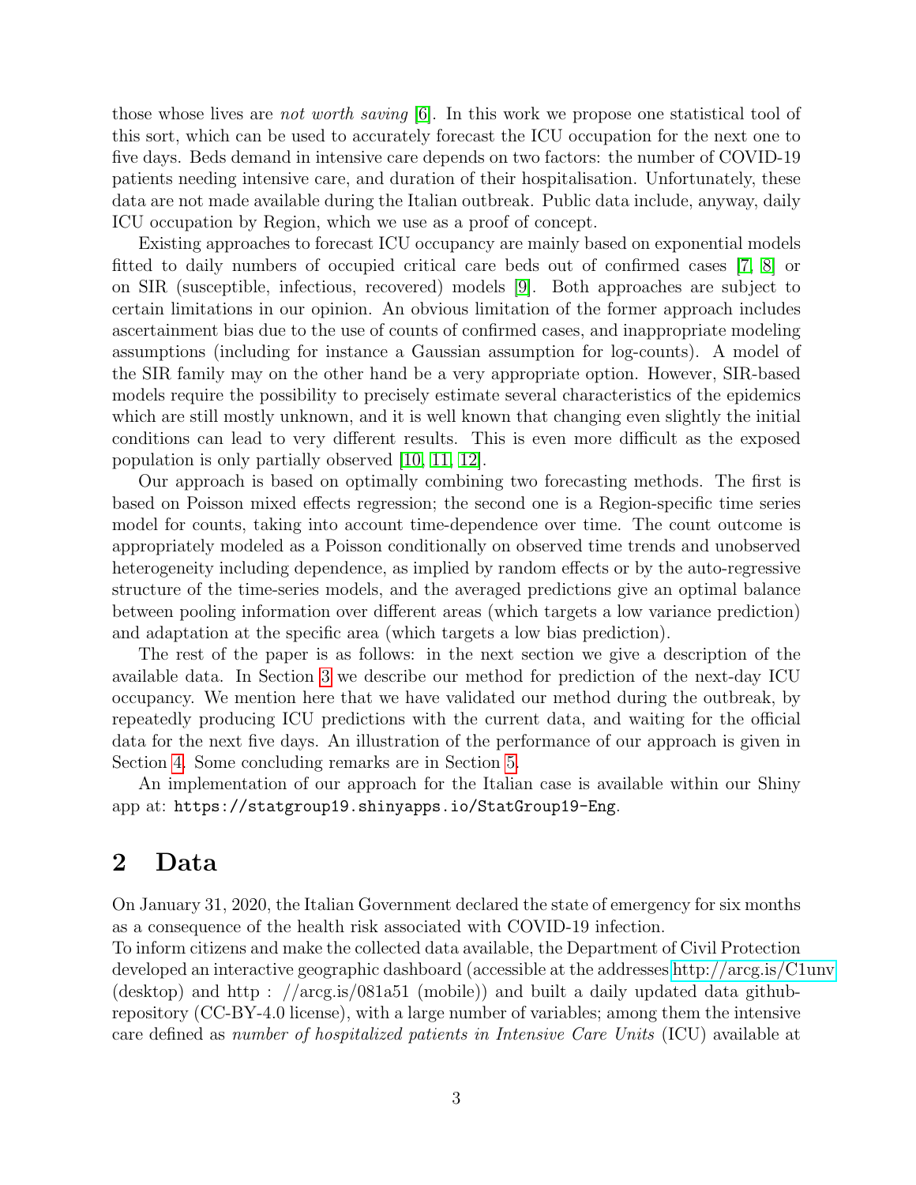those whose lives are *not worth saving* [6]. In this work we propose one statistical tool of this sort, which can be used to accurately forecast the ICU occupation for the next one to five days. Beds demand in intensive care depends on two factors: the number of COVID-19 patients needing intensive care, and duration of their hospitalisation. Unfortunately, these data are not made available during the Italian outbreak. Public data include, anyway, daily ICU occupation by Region, which we use as a proof of concept.

Existing approaches to forecast ICU occupancy are mainly based on exponential models fitted to daily numbers of occupied critical care beds out of confirmed cases [7, 8] or on SIR (susceptible, infectious, recovered) models [9]. Both approaches are subject to certain limitations in our opinion. An obvious limitation of the former approach includes ascertainment bias due to the use of counts of confirmed cases, and inappropriate modeling assumptions (including for instance a Gaussian assumption for log-counts). A model of the SIR family may on the other hand be a very appropriate option. However, SIR-based models require the possibility to precisely estimate several characteristics of the epidemics which are still mostly unknown, and it is well known that changing even slightly the initial conditions can lead to very different results. This is even more difficult as the exposed population is only partially observed [10, 11, 12].

Our approach is based on optimally combining two forecasting methods. The first is based on Poisson mixed effects regression; the second one is a Region-specific time series model for counts, taking into account time-dependence over time. The count outcome is appropriately modeled as a Poisson conditionally on observed time trends and unobserved heterogeneity including dependence, as implied by random effects or by the auto-regressive structure of the time-series models, and the averaged predictions give an optimal balance between pooling information over different areas (which targets a low variance prediction) and adaptation at the specific area (which targets a low bias prediction).

The rest of the paper is as follows: in the next section we give a description of the available data. In Section 3 we describe our method for prediction of the next-day ICU occupancy. We mention here that we have validated our method during the outbreak, by repeatedly producing ICU predictions with the current data, and waiting for the official data for the next five days. An illustration of the performance of our approach is given in Section 4. Some concluding remarks are in Section 5.

An implementation of our approach for the Italian case is available within our Shiny app at: `https://statgroup19.shinyapps.io/StatGroup19-Eng`.

## 2 Data

On January 31, 2020, the Italian Government declared the state of emergency for six months as a consequence of the health risk associated with COVID-19 infection.
To inform citizens and make the collected data available, the Department of Civil Protection developed an interactive geographic dashboard (accessible at the addresses http://arcg.is/C1unv (desktop) and http : //arcg.is/081a51 (mobile)) and built a daily updated data github-repository (CC-BY-4.0 license), with a large number of variables; among them the intensive care defined as *number of hospitalized patients in Intensive Care Units* (ICU) available at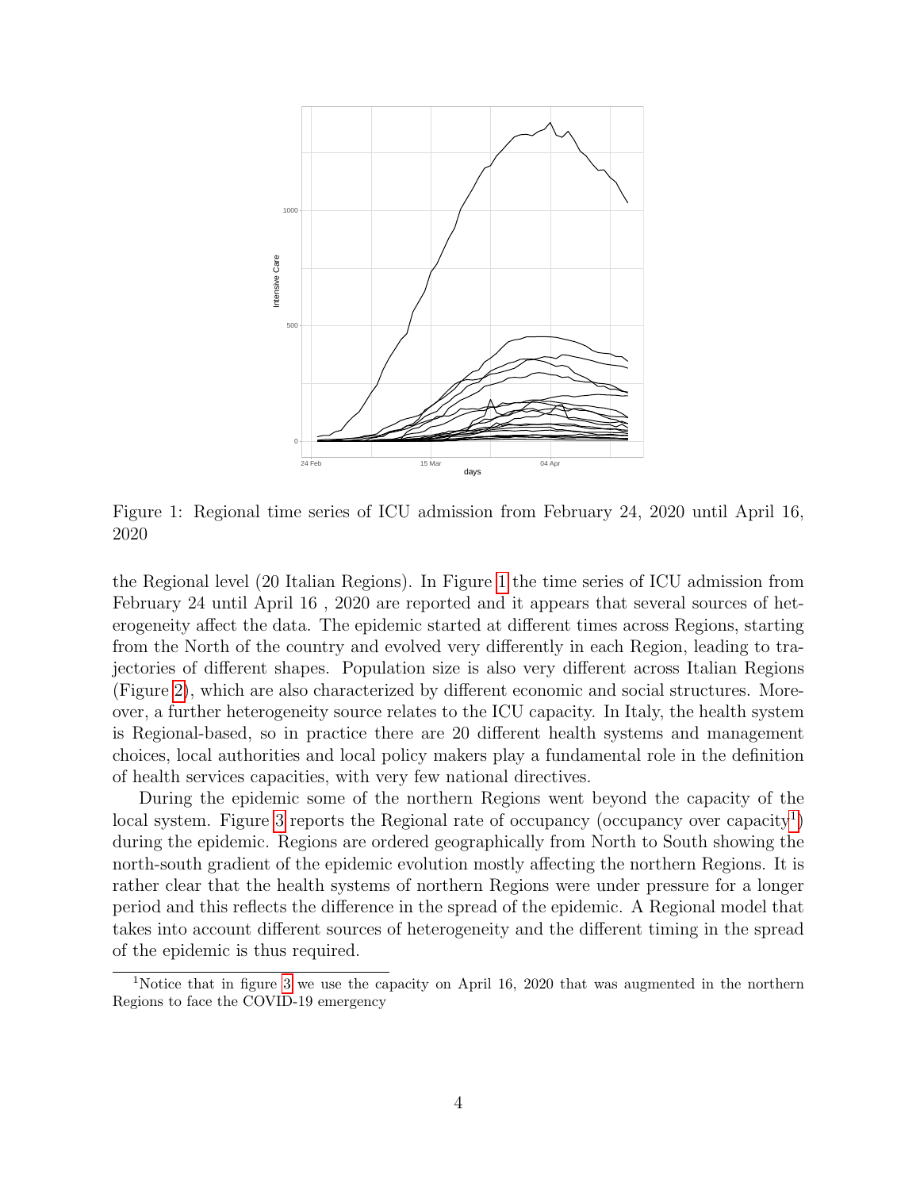Figure 1: Regional time series of ICU admission from February 24, 2020 until April 16, 2020

the Regional level (20 Italian Regions). In Figure 1 the time series of ICU admission from February 24 until April 16 , 2020 are reported and it appears that several sources of heterogeneity affect the data. The epidemic started at different times across Regions, starting from the North of the country and evolved very differently in each Region, leading to trajectories of different shapes. Population size is also very different across Italian Regions (Figure 2), which are also characterized by different economic and social structures. Moreover, a further heterogeneity source relates to the ICU capacity. In Italy, the health system is Regional-based, so in practice there are 20 different health systems and management choices, local authorities and local policy makers play a fundamental role in the definition of health services capacities, with very few national directives.

During the epidemic some of the northern Regions went beyond the capacity of the local system. Figure 3 reports the Regional rate of occupancy (occupancy over capacity[1]) during the epidemic. Regions are ordered geographically from North to South showing the north-south gradient of the epidemic evolution mostly affecting the northern Regions. It is rather clear that the health systems of northern Regions were under pressure for a longer period and this reflects the difference in the spread of the epidemic. A Regional model that takes into account different sources of heterogeneity and the different timing in the spread of the epidemic is thus required.

[1] Notice that in figure 3 we use the capacity on April 16, 2020 that was augmented in the northern Regions to face the COVID-19 emergency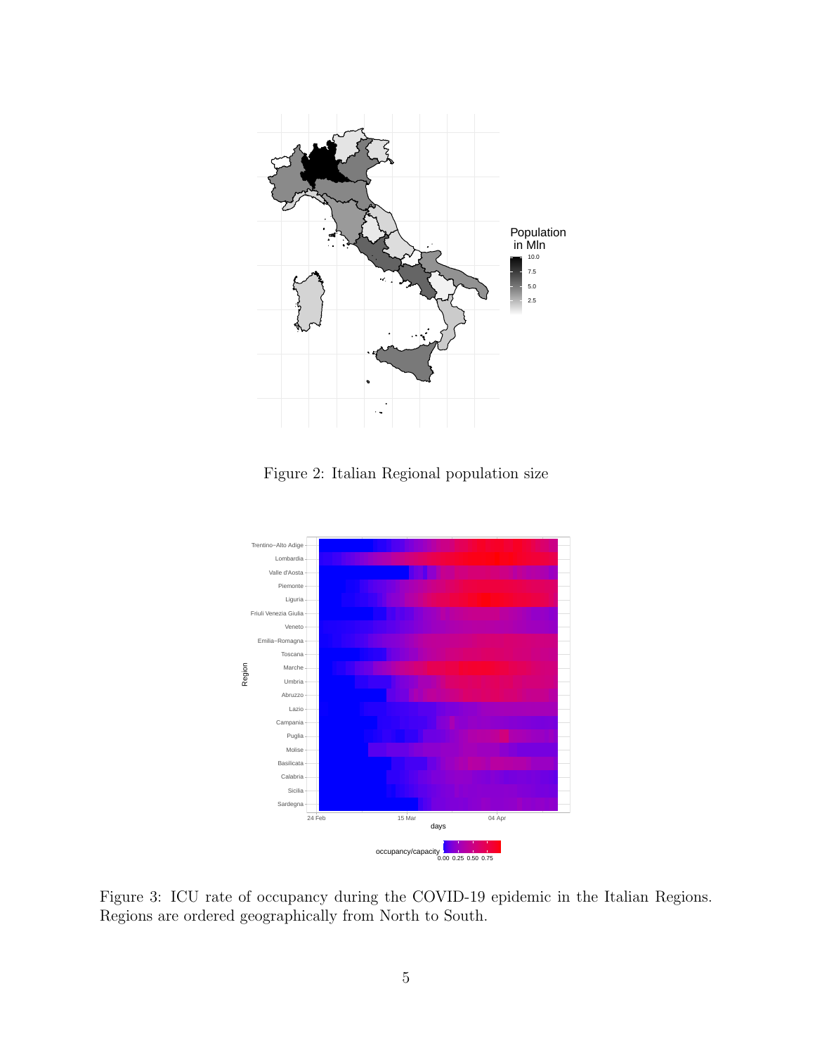Figure 2: Italian Regional population size

Figure 3: ICU rate of occupancy during the COVID-19 epidemic in the Italian Regions. Regions are ordered geographically from North to South.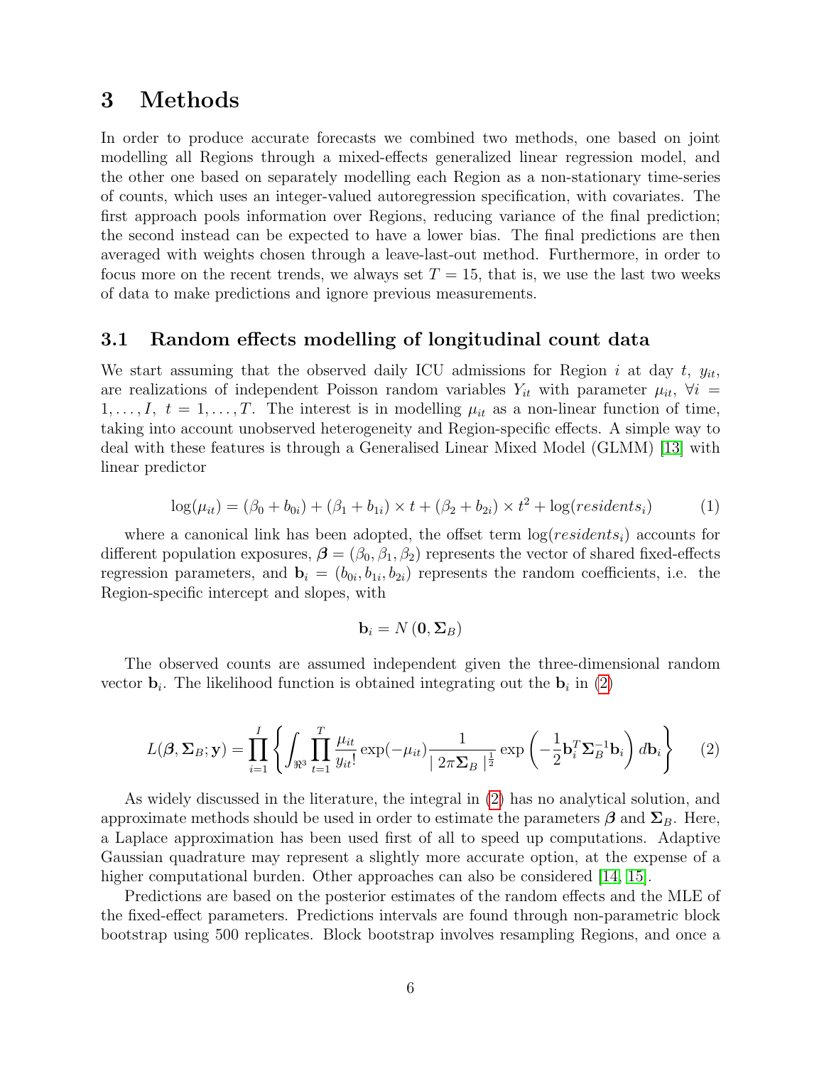# 3 Methods

In order to produce accurate forecasts we combined two methods, one based on joint modelling all Regions through a mixed-effects generalized linear regression model, and the other one based on separately modelling each Region as a non-stationary time-series of counts, which uses an integer-valued autoregression specification, with covariates. The first approach pools information over Regions, reducing variance of the final prediction; the second instead can be expected to have a lower bias. The final predictions are then averaged with weights chosen through a leave-last-out method. Furthermore, in order to focus more on the recent trends, we always set $T = 15$, that is, we use the last two weeks of data to make predictions and ignore previous measurements.

## 3.1 Random effects modelling of longitudinal count data

We start assuming that the observed daily ICU admissions for Region $i$ at day $t$, $y_{it}$, are realizations of independent Poisson random variables $Y_{it}$ with parameter $\mu_{it}$, $\forall i = 1, \ldots, I, \ t = 1, \ldots, T$. The interest is in modelling $\mu_{it}$ as a non-linear function of time, taking into account unobserved heterogeneity and Region-specific effects. A simple way to deal with these features is through a Generalised Linear Mixed Model (GLMM) [13] with linear predictor

$$\log(\mu_{it}) = (\beta_0 + b_{0i}) + (\beta_1 + b_{1i}) \times t + (\beta_2 + b_{2i}) \times t^2 + \log(residents_i) \tag{1}$$

where a canonical link has been adopted, the offset term $\log(residents_i)$ accounts for different population exposures, $\boldsymbol{\beta} = (\beta_0, \beta_1, \beta_2)$ represents the vector of shared fixed-effects regression parameters, and $\mathbf{b}_i = (b_{0i}, b_{1i}, b_{2i})$ represents the random coefficients, i.e. the Region-specific intercept and slopes, with

$$\mathbf{b}_i = N(\mathbf{0}, \boldsymbol{\Sigma}_B)$$

The observed counts are assumed independent given the three-dimensional random vector $\mathbf{b}_i$. The likelihood function is obtained integrating out the $\mathbf{b}_i$ in (2)

$$L(\boldsymbol{\beta}, \boldsymbol{\Sigma}_B; \mathbf{y}) = \prod_{i=1}^{I} \left\{ \int_{\Re^3} \prod_{t=1}^{T} \frac{\mu_{it}}{y_{it}!} \exp(-\mu_{it}) \frac{1}{\mid 2\pi \boldsymbol{\Sigma}_B \mid^{\frac{1}{2}}} \exp\left(-\frac{1}{2} \mathbf{b}_i^T \boldsymbol{\Sigma}_B^{-1} \mathbf{b}_i\right) d\mathbf{b}_i \right\} \tag{2}$$

As widely discussed in the literature, the integral in (2) has no analytical solution, and approximate methods should be used in order to estimate the parameters $\boldsymbol{\beta}$ and $\boldsymbol{\Sigma}_B$. Here, a Laplace approximation has been used first of all to speed up computations. Adaptive Gaussian quadrature may represent a slightly more accurate option, at the expense of a higher computational burden. Other approaches can also be considered [14, 15].

Predictions are based on the posterior estimates of the random effects and the MLE of the fixed-effect parameters. Predictions intervals are found through non-parametric block bootstrap using 500 replicates. Block bootstrap involves resampling Regions, and once a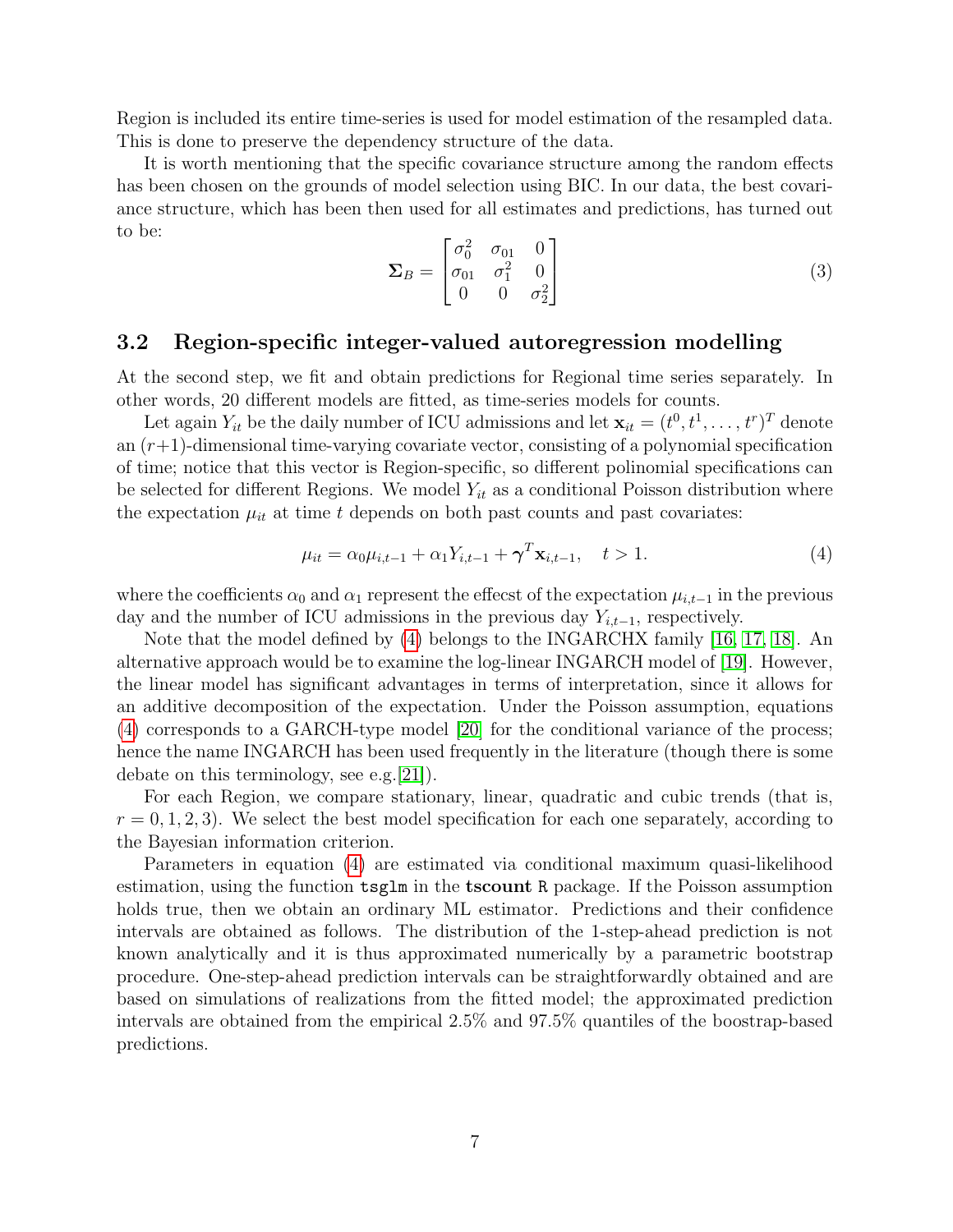Region is included its entire time-series is used for model estimation of the resampled data. This is done to preserve the dependency structure of the data.

It is worth mentioning that the specific covariance structure among the random effects has been chosen on the grounds of model selection using BIC. In our data, the best covariance structure, which has been then used for all estimates and predictions, has turned out to be:

$$\mathbf{\Sigma}_B = \begin{bmatrix} \sigma_0^2 & \sigma_{01} & 0 \\ \sigma_{01} & \sigma_1^2 & 0 \\ 0 & 0 & \sigma_2^2 \end{bmatrix} \tag{3}$$

### 3.2 Region-specific integer-valued autoregression modelling

At the second step, we fit and obtain predictions for Regional time series separately. In other words, 20 different models are fitted, as time-series models for counts.

Let again $Y_{it}$ be the daily number of ICU admissions and let $\mathbf{x}_{it} = (t^0, t^1, \ldots, t^r)^T$ denote an $(r+1)$-dimensional time-varying covariate vector, consisting of a polynomial specification of time; notice that this vector is Region-specific, so different polinomial specifications can be selected for different Regions. We model $Y_{it}$ as a conditional Poisson distribution where the expectation $\mu_{it}$ at time $t$ depends on both past counts and past covariates:

$$\mu_{it} = \alpha_0 \mu_{i,t-1} + \alpha_1 Y_{i,t-1} + \boldsymbol{\gamma}^T \mathbf{x}_{i,t-1}, \quad t > 1. \tag{4}$$

where the coefficients $\alpha_0$ and $\alpha_1$ represent the effecst of the expectation $\mu_{i,t-1}$ in the previous day and the number of ICU admissions in the previous day $Y_{i,t-1}$, respectively.

Note that the model defined by (4) belongs to the INGARCHX family [16, 17, 18]. An alternative approach would be to examine the log-linear INGARCH model of [19]. However, the linear model has significant advantages in terms of interpretation, since it allows for an additive decomposition of the expectation. Under the Poisson assumption, equations (4) corresponds to a GARCH-type model [20] for the conditional variance of the process; hence the name INGARCH has been used frequently in the literature (though there is some debate on this terminology, see e.g.[21]).

For each Region, we compare stationary, linear, quadratic and cubic trends (that is, $r = 0, 1, 2, 3$). We select the best model specification for each one separately, according to the Bayesian information criterion.

Parameters in equation (4) are estimated via conditional maximum quasi-likelihood estimation, using the function `tsglm` in the **tscount** `R` package. If the Poisson assumption holds true, then we obtain an ordinary ML estimator. Predictions and their confidence intervals are obtained as follows. The distribution of the 1-step-ahead prediction is not known analytically and it is thus approximated numerically by a parametric bootstrap procedure. One-step-ahead prediction intervals can be straightforwardly obtained and are based on simulations of realizations from the fitted model; the approximated prediction intervals are obtained from the empirical 2.5% and 97.5% quantiles of the boostrap-based predictions.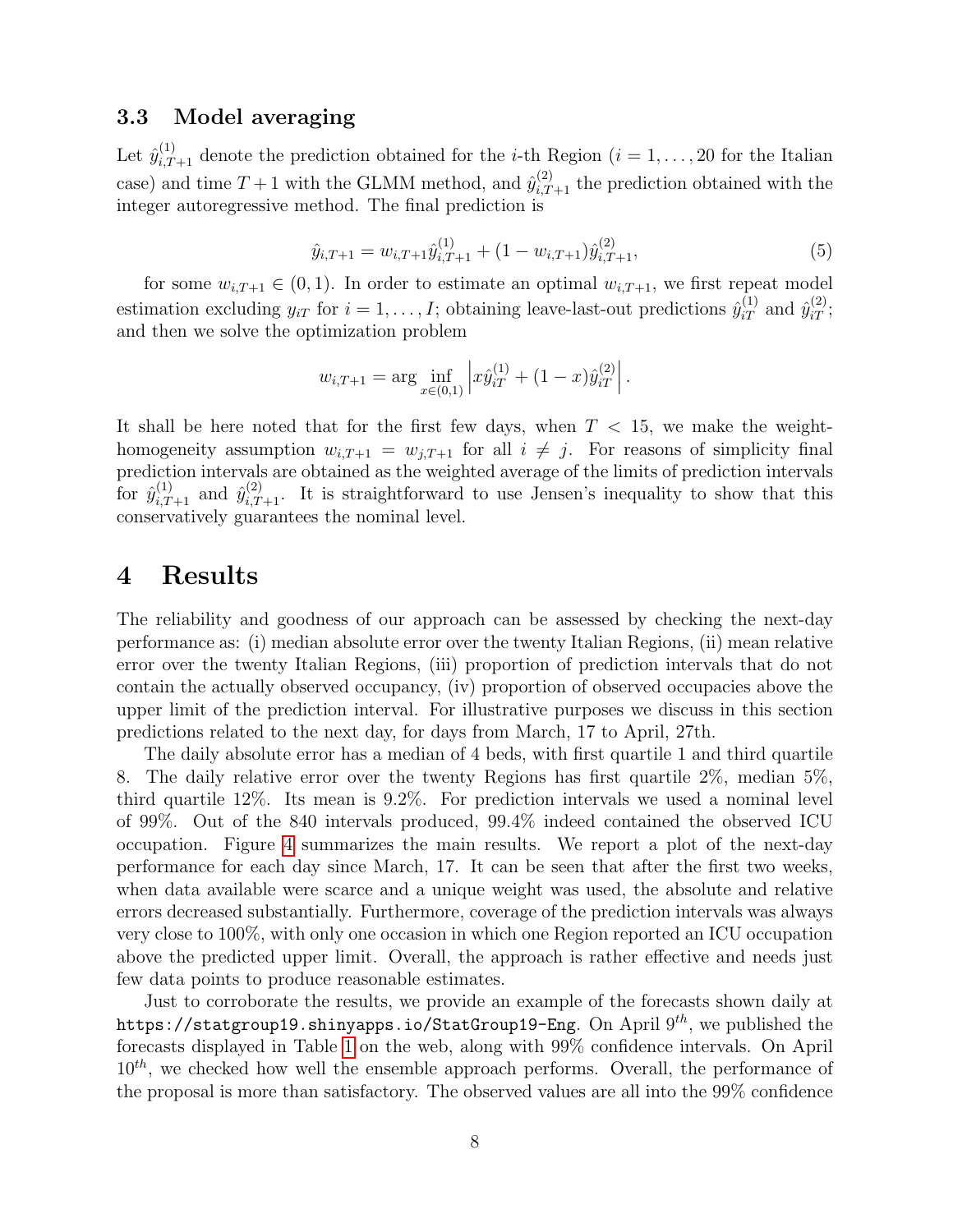### 3.3 Model averaging

Let $\hat{y}^{(1)}_{i,T+1}$ denote the prediction obtained for the $i$-th Region ($i = 1, \ldots, 20$ for the Italian case) and time $T+1$ with the GLMM method, and $\hat{y}^{(2)}_{i,T+1}$ the prediction obtained with the integer autoregressive method. The final prediction is

$$\hat{y}_{i,T+1} = w_{i,T+1}\hat{y}^{(1)}_{i,T+1} + (1 - w_{i,T+1})\hat{y}^{(2)}_{i,T+1}, \tag{5}$$

for some $w_{i,T+1} \in (0, 1)$. In order to estimate an optimal $w_{i,T+1}$, we first repeat model estimation excluding $y_{iT}$ for $i = 1, \ldots, I$; obtaining leave-last-out predictions $\hat{y}^{(1)}_{iT}$ and $\hat{y}^{(2)}_{iT}$; and then we solve the optimization problem

$$w_{i,T+1} = \arg \inf_{x \in (0,1)} \left| x\hat{y}^{(1)}_{iT} + (1 - x)\hat{y}^{(2)}_{iT} \right|.$$

It shall be here noted that for the first few days, when $T < 15$, we make the weight-homogeneity assumption $w_{i,T+1} = w_{j,T+1}$ for all $i \neq j$. For reasons of simplicity final prediction intervals are obtained as the weighted average of the limits of prediction intervals for $\hat{y}^{(1)}_{i,T+1}$ and $\hat{y}^{(2)}_{i,T+1}$. It is straightforward to use Jensen's inequality to show that this conservatively guarantees the nominal level.

# 4 Results

The reliability and goodness of our approach can be assessed by checking the next-day performance as: (i) median absolute error over the twenty Italian Regions, (ii) mean relative error over the twenty Italian Regions, (iii) proportion of prediction intervals that do not contain the actually observed occupancy, (iv) proportion of observed occupacies above the upper limit of the prediction interval. For illustrative purposes we discuss in this section predictions related to the next day, for days from March, 17 to April, 27th.

The daily absolute error has a median of 4 beds, with first quartile 1 and third quartile 8. The daily relative error over the twenty Regions has first quartile 2%, median 5%, third quartile 12%. Its mean is 9.2%. For prediction intervals we used a nominal level of 99%. Out of the 840 intervals produced, 99.4% indeed contained the observed ICU occupation. Figure 4 summarizes the main results. We report a plot of the next-day performance for each day since March, 17. It can be seen that after the first two weeks, when data available were scarce and a unique weight was used, the absolute and relative errors decreased substantially. Furthermore, coverage of the prediction intervals was always very close to 100%, with only one occasion in which one Region reported an ICU occupation above the predicted upper limit. Overall, the approach is rather effective and needs just few data points to produce reasonable estimates.

Just to corroborate the results, we provide an example of the forecasts shown daily at `https://statgroup19.shinyapps.io/StatGroup19-Eng`. On April $9^{th}$, we published the forecasts displayed in Table 1 on the web, along with 99% confidence intervals. On April $10^{th}$, we checked how well the ensemble approach performs. Overall, the performance of the proposal is more than satisfactory. The observed values are all into the 99% confidence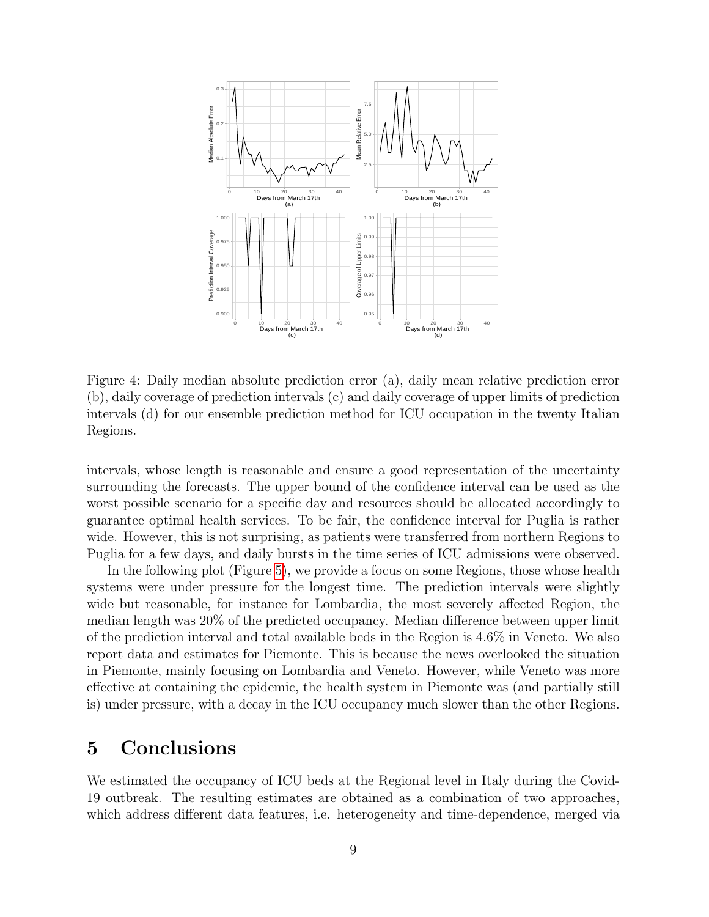Figure 4: Daily median absolute prediction error (a), daily mean relative prediction error (b), daily coverage of prediction intervals (c) and daily coverage of upper limits of prediction intervals (d) for our ensemble prediction method for ICU occupation in the twenty Italian Regions.

intervals, whose length is reasonable and ensure a good representation of the uncertainty surrounding the forecasts. The upper bound of the confidence interval can be used as the worst possible scenario for a specific day and resources should be allocated accordingly to guarantee optimal health services. To be fair, the confidence interval for Puglia is rather wide. However, this is not surprising, as patients were transferred from northern Regions to Puglia for a few days, and daily bursts in the time series of ICU admissions were observed.

In the following plot (Figure 5), we provide a focus on some Regions, those whose health systems were under pressure for the longest time. The prediction intervals were slightly wide but reasonable, for instance for Lombardia, the most severely affected Region, the median length was 20% of the predicted occupancy. Median difference between upper limit of the prediction interval and total available beds in the Region is 4.6% in Veneto. We also report data and estimates for Piemonte. This is because the news overlooked the situation in Piemonte, mainly focusing on Lombardia and Veneto. However, while Veneto was more effective at containing the epidemic, the health system in Piemonte was (and partially still is) under pressure, with a decay in the ICU occupancy much slower than the other Regions.

# 5 Conclusions

We estimated the occupancy of ICU beds at the Regional level in Italy during the Covid-19 outbreak. The resulting estimates are obtained as a combination of two approaches, which address different data features, i.e. heterogeneity and time-dependence, merged via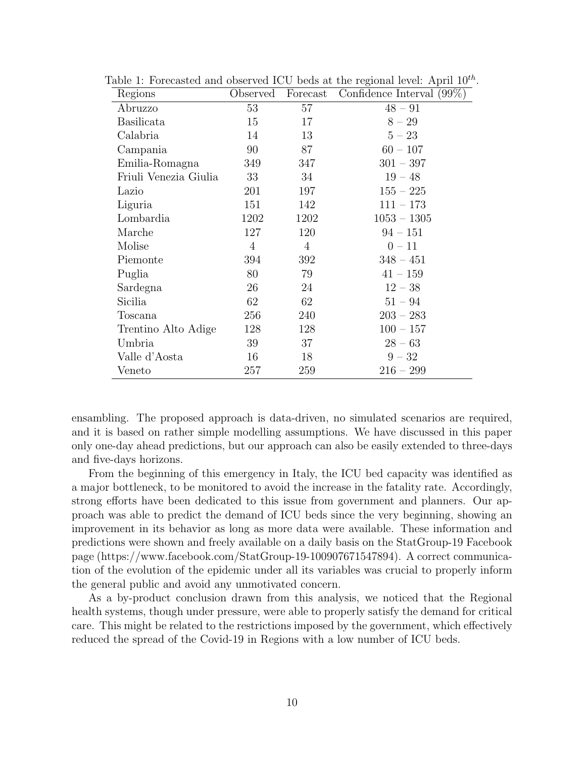Table 1: Forecasted and observed ICU beds at the regional level: April $10^{th}$.

| Regions | Observed | Forecast | Confidence Interval (99%) |
|---|---|---|---|
| Abruzzo | 53 | 57 | 48 − 91 |
| Basilicata | 15 | 17 | 8 − 29 |
| Calabria | 14 | 13 | 5 − 23 |
| Campania | 90 | 87 | 60 − 107 |
| Emilia-Romagna | 349 | 347 | 301 − 397 |
| Friuli Venezia Giulia | 33 | 34 | 19 − 48 |
| Lazio | 201 | 197 | 155 − 225 |
| Liguria | 151 | 142 | 111 − 173 |
| Lombardia | 1202 | 1202 | 1053 − 1305 |
| Marche | 127 | 120 | 94 − 151 |
| Molise | 4 | 4 | 0 − 11 |
| Piemonte | 394 | 392 | 348 − 451 |
| Puglia | 80 | 79 | 41 − 159 |
| Sardegna | 26 | 24 | 12 − 38 |
| Sicilia | 62 | 62 | 51 − 94 |
| Toscana | 256 | 240 | 203 − 283 |
| Trentino Alto Adige | 128 | 128 | 100 − 157 |
| Umbria | 39 | 37 | 28 − 63 |
| Valle d'Aosta | 16 | 18 | 9 − 32 |
| Veneto | 257 | 259 | 216 − 299 |

ensambling. The proposed approach is data-driven, no simulated scenarios are required, and it is based on rather simple modelling assumptions. We have discussed in this paper only one-day ahead predictions, but our approach can also be easily extended to three-days and five-days horizons.

From the beginning of this emergency in Italy, the ICU bed capacity was identified as a major bottleneck, to be monitored to avoid the increase in the fatality rate. Accordingly, strong efforts have been dedicated to this issue from government and planners. Our approach was able to predict the demand of ICU beds since the very beginning, showing an improvement in its behavior as long as more data were available. These information and predictions were shown and freely available on a daily basis on the StatGroup-19 Facebook page (https://www.facebook.com/StatGroup-19-100907671547894). A correct communication of the evolution of the epidemic under all its variables was crucial to properly inform the general public and avoid any unmotivated concern.

As a by-product conclusion drawn from this analysis, we noticed that the Regional health systems, though under pressure, were able to properly satisfy the demand for critical care. This might be related to the restrictions imposed by the government, which effectively reduced the spread of the Covid-19 in Regions with a low number of ICU beds.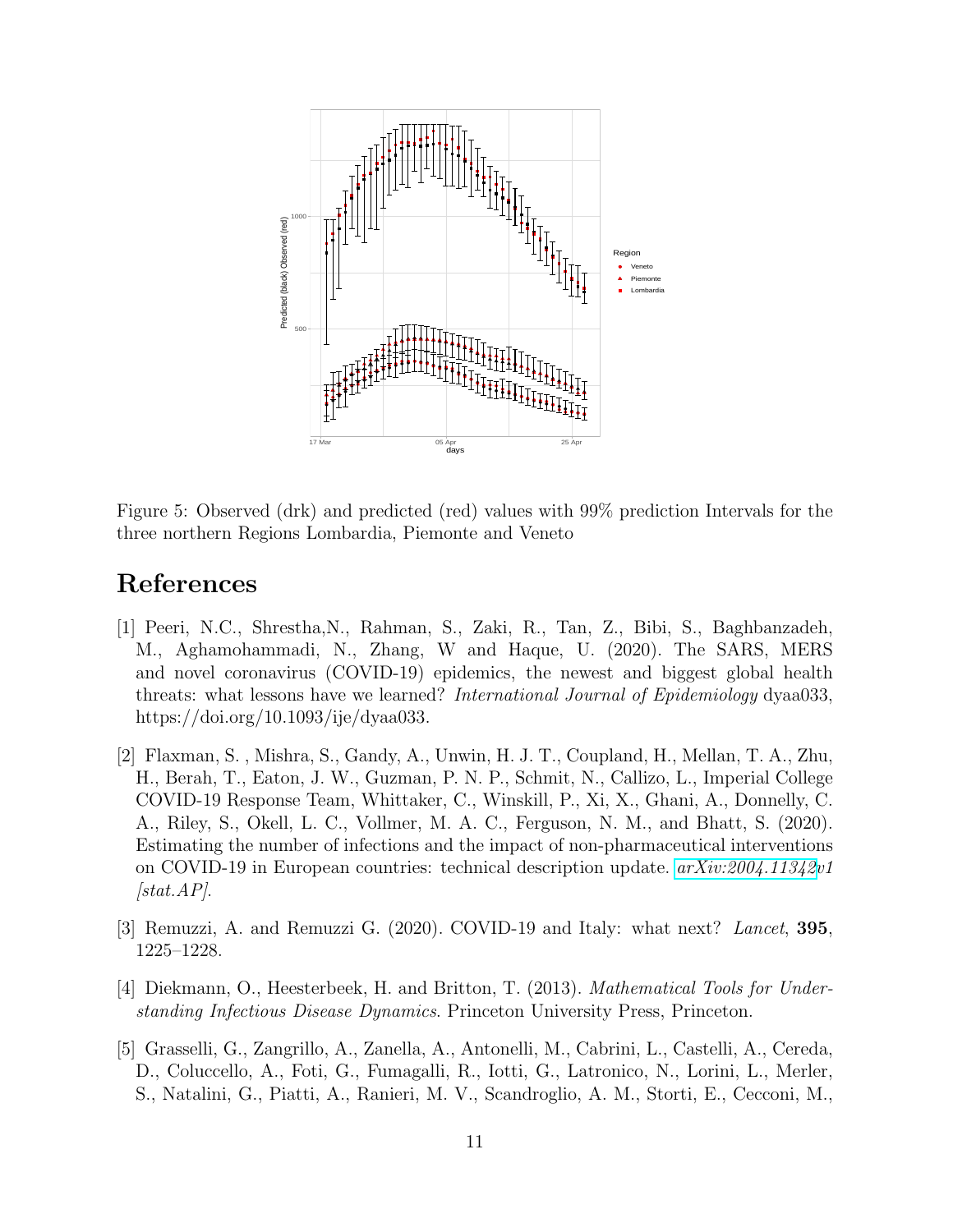Figure 5: Observed (drk) and predicted (red) values with 99% prediction Intervals for the three northern Regions Lombardia, Piemonte and Veneto

# References

[1] Peeri, N.C., Shrestha,N., Rahman, S., Zaki, R., Tan, Z., Bibi, S., Baghbanzadeh, M., Aghamohammadi, N., Zhang, W and Haque, U. (2020). The SARS, MERS and novel coronavirus (COVID-19) epidemics, the newest and biggest global health threats: what lessons have we learned? *International Journal of Epidemiology* dyaa033, https://doi.org/10.1093/ije/dyaa033.

[2] Flaxman, S. , Mishra, S., Gandy, A., Unwin, H. J. T., Coupland, H., Mellan, T. A., Zhu, H., Berah, T., Eaton, J. W., Guzman, P. N. P., Schmit, N., Callizo, L., Imperial College COVID-19 Response Team, Whittaker, C., Winskill, P., Xi, X., Ghani, A., Donnelly, C. A., Riley, S., Okell, L. C., Vollmer, M. A. C., Ferguson, N. M., and Bhatt, S. (2020). Estimating the number of infections and the impact of non-pharmaceutical interventions on COVID-19 in European countries: technical description update. *arXiv:2004.11342v1 [stat.AP]*.

[3] Remuzzi, A. and Remuzzi G. (2020). COVID-19 and Italy: what next? *Lancet*, **395**, 1225–1228.

[4] Diekmann, O., Heesterbeek, H. and Britton, T. (2013). *Mathematical Tools for Understanding Infectious Disease Dynamics*. Princeton University Press, Princeton.

[5] Grasselli, G., Zangrillo, A., Zanella, A., Antonelli, M., Cabrini, L., Castelli, A., Cereda, D., Coluccello, A., Foti, G., Fumagalli, R., Iotti, G., Latronico, N., Lorini, L., Merler, S., Natalini, G., Piatti, A., Ranieri, M. V., Scandroglio, A. M., Storti, E., Cecconi, M.,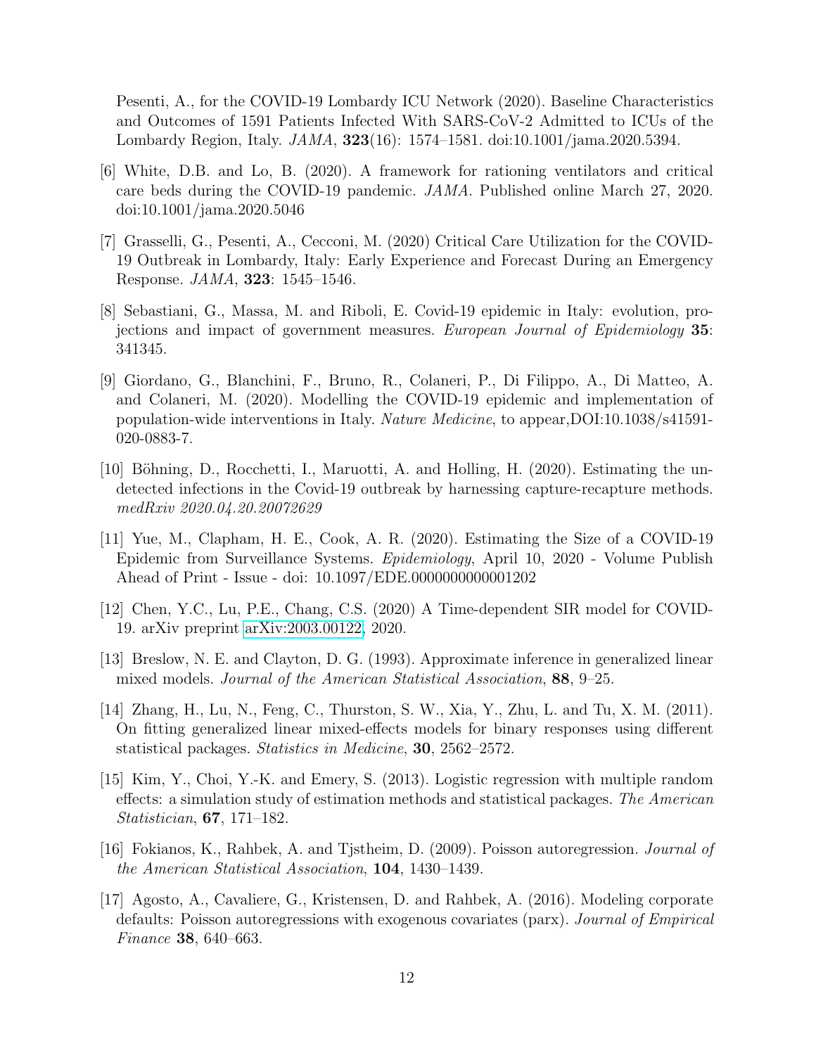Pesenti, A., for the COVID-19 Lombardy ICU Network (2020). Baseline Characteristics and Outcomes of 1591 Patients Infected With SARS-CoV-2 Admitted to ICUs of the Lombardy Region, Italy. *JAMA*, **323**(16): 1574–1581. doi:10.1001/jama.2020.5394.

[6] White, D.B. and Lo, B. (2020). A framework for rationing ventilators and critical care beds during the COVID-19 pandemic. *JAMA*. Published online March 27, 2020. doi:10.1001/jama.2020.5046

[7] Grasselli, G., Pesenti, A., Cecconi, M. (2020) Critical Care Utilization for the COVID-19 Outbreak in Lombardy, Italy: Early Experience and Forecast During an Emergency Response. *JAMA*, **323**: 1545–1546.

[8] Sebastiani, G., Massa, M. and Riboli, E. Covid-19 epidemic in Italy: evolution, projections and impact of government measures. *European Journal of Epidemiology* **35**: 341345.

[9] Giordano, G., Blanchini, F., Bruno, R., Colaneri, P., Di Filippo, A., Di Matteo, A. and Colaneri, M. (2020). Modelling the COVID-19 epidemic and implementation of population-wide interventions in Italy. *Nature Medicine*, to appear,DOI:10.1038/s41591-020-0883-7.

[10] Böhning, D., Rocchetti, I., Maruotti, A. and Holling, H. (2020). Estimating the undetected infections in the Covid-19 outbreak by harnessing capture-recapture methods. *medRxiv 2020.04.20.20072629*

[11] Yue, M., Clapham, H. E., Cook, A. R. (2020). Estimating the Size of a COVID-19 Epidemic from Surveillance Systems. *Epidemiology*, April 10, 2020 - Volume Publish Ahead of Print - Issue - doi: 10.1097/EDE.0000000000001202

[12] Chen, Y.C., Lu, P.E., Chang, C.S. (2020) A Time-dependent SIR model for COVID-19. arXiv preprint arXiv:2003.00122, 2020.

[13] Breslow, N. E. and Clayton, D. G. (1993). Approximate inference in generalized linear mixed models. *Journal of the American Statistical Association*, **88**, 9–25.

[14] Zhang, H., Lu, N., Feng, C., Thurston, S. W., Xia, Y., Zhu, L. and Tu, X. M. (2011). On fitting generalized linear mixed-effects models for binary responses using different statistical packages. *Statistics in Medicine*, **30**, 2562–2572.

[15] Kim, Y., Choi, Y.-K. and Emery, S. (2013). Logistic regression with multiple random effects: a simulation study of estimation methods and statistical packages. *The American Statistician*, **67**, 171–182.

[16] Fokianos, K., Rahbek, A. and Tjstheim, D. (2009). Poisson autoregression. *Journal of the American Statistical Association*, **104**, 1430–1439.

[17] Agosto, A., Cavaliere, G., Kristensen, D. and Rahbek, A. (2016). Modeling corporate defaults: Poisson autoregressions with exogenous covariates (parx). *Journal of Empirical Finance* **38**, 640–663.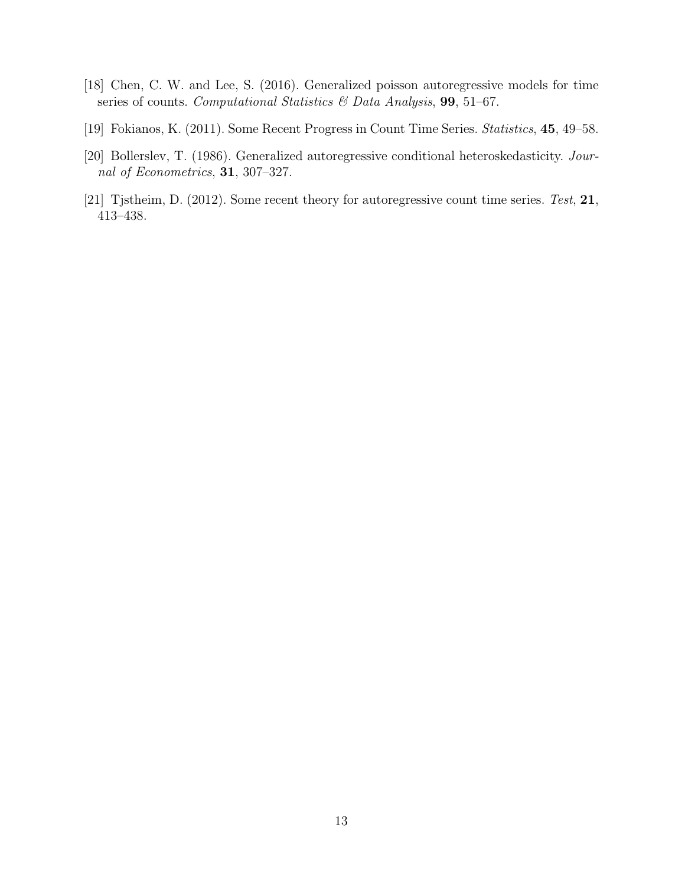[18] Chen, C. W. and Lee, S. (2016). Generalized poisson autoregressive models for time series of counts. *Computational Statistics & Data Analysis*, **99**, 51–67.

[19] Fokianos, K. (2011). Some Recent Progress in Count Time Series. *Statistics*, **45**, 49–58.

[20] Bollerslev, T. (1986). Generalized autoregressive conditional heteroskedasticity. *Journal of Econometrics*, **31**, 307–327.

[21] Tjstheim, D. (2012). Some recent theory for autoregressive count time series. *Test*, **21**, 413–438.